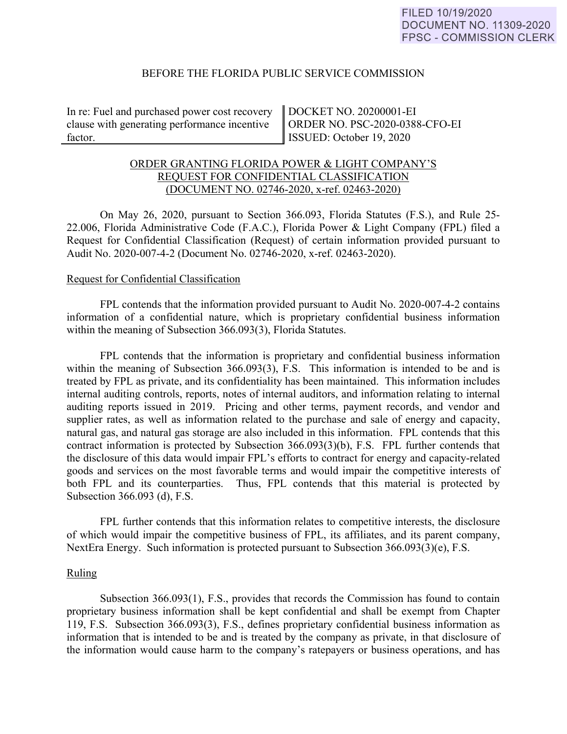FILED 10/19/2020
DOCUMENT NO. 11309-2020
FPSC - COMMISSION CLERK

BEFORE THE FLORIDA PUBLIC SERVICE COMMISSION

| In re: Fuel and purchased power cost recovery clause with generating performance incentive factor. | DOCKET NO. 20200001-EI<br>ORDER NO. PSC-2020-0388-CFO-EI<br>ISSUED: October 19, 2020 |
|---|---|

ORDER GRANTING FLORIDA POWER & LIGHT COMPANY'S REQUEST FOR CONFIDENTIAL CLASSIFICATION (DOCUMENT NO. 02746-2020, x-ref. 02463-2020)

On May 26, 2020, pursuant to Section 366.093, Florida Statutes (F.S.), and Rule 25-22.006, Florida Administrative Code (F.A.C.), Florida Power & Light Company (FPL) filed a Request for Confidential Classification (Request) of certain information provided pursuant to Audit No. 2020-007-4-2 (Document No. 02746-2020, x-ref. 02463-2020).

Request for Confidential Classification

FPL contends that the information provided pursuant to Audit No. 2020-007-4-2 contains information of a confidential nature, which is proprietary confidential business information within the meaning of Subsection 366.093(3), Florida Statutes.

FPL contends that the information is proprietary and confidential business information within the meaning of Subsection 366.093(3), F.S. This information is intended to be and is treated by FPL as private, and its confidentiality has been maintained. This information includes internal auditing controls, reports, notes of internal auditors, and information relating to internal auditing reports issued in 2019. Pricing and other terms, payment records, and vendor and supplier rates, as well as information related to the purchase and sale of energy and capacity, natural gas, and natural gas storage are also included in this information. FPL contends that this contract information is protected by Subsection 366.093(3)(b), F.S. FPL further contends that the disclosure of this data would impair FPL's efforts to contract for energy and capacity-related goods and services on the most favorable terms and would impair the competitive interests of both FPL and its counterparties. Thus, FPL contends that this material is protected by Subsection 366.093 (d), F.S.

FPL further contends that this information relates to competitive interests, the disclosure of which would impair the competitive business of FPL, its affiliates, and its parent company, NextEra Energy. Such information is protected pursuant to Subsection 366.093(3)(e), F.S.

Ruling

Subsection 366.093(1), F.S., provides that records the Commission has found to contain proprietary business information shall be kept confidential and shall be exempt from Chapter 119, F.S. Subsection 366.093(3), F.S., defines proprietary confidential business information as information that is intended to be and is treated by the company as private, in that disclosure of the information would cause harm to the company's ratepayers or business operations, and has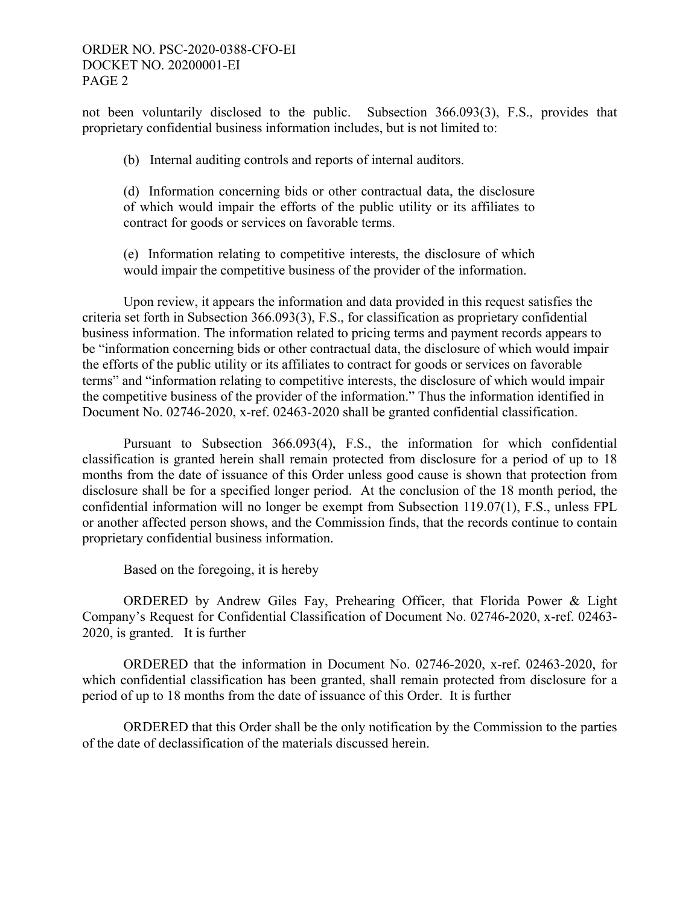not been voluntarily disclosed to the public. Subsection 366.093(3), F.S., provides that proprietary confidential business information includes, but is not limited to:

> (b) Internal auditing controls and reports of internal auditors.
>
> (d) Information concerning bids or other contractual data, the disclosure of which would impair the efforts of the public utility or its affiliates to contract for goods or services on favorable terms.
>
> (e) Information relating to competitive interests, the disclosure of which would impair the competitive business of the provider of the information.

Upon review, it appears the information and data provided in this request satisfies the criteria set forth in Subsection 366.093(3), F.S., for classification as proprietary confidential business information. The information related to pricing terms and payment records appears to be "information concerning bids or other contractual data, the disclosure of which would impair the efforts of the public utility or its affiliates to contract for goods or services on favorable terms" and "information relating to competitive interests, the disclosure of which would impair the competitive business of the provider of the information." Thus the information identified in Document No. 02746-2020, x-ref. 02463-2020 shall be granted confidential classification.

Pursuant to Subsection 366.093(4), F.S., the information for which confidential classification is granted herein shall remain protected from disclosure for a period of up to 18 months from the date of issuance of this Order unless good cause is shown that protection from disclosure shall be for a specified longer period. At the conclusion of the 18 month period, the confidential information will no longer be exempt from Subsection 119.07(1), F.S., unless FPL or another affected person shows, and the Commission finds, that the records continue to contain proprietary confidential business information.

Based on the foregoing, it is hereby

ORDERED by Andrew Giles Fay, Prehearing Officer, that Florida Power & Light Company's Request for Confidential Classification of Document No. 02746-2020, x-ref. 02463-2020, is granted. It is further

ORDERED that the information in Document No. 02746-2020, x-ref. 02463-2020, for which confidential classification has been granted, shall remain protected from disclosure for a period of up to 18 months from the date of issuance of this Order. It is further

ORDERED that this Order shall be the only notification by the Commission to the parties of the date of declassification of the materials discussed herein.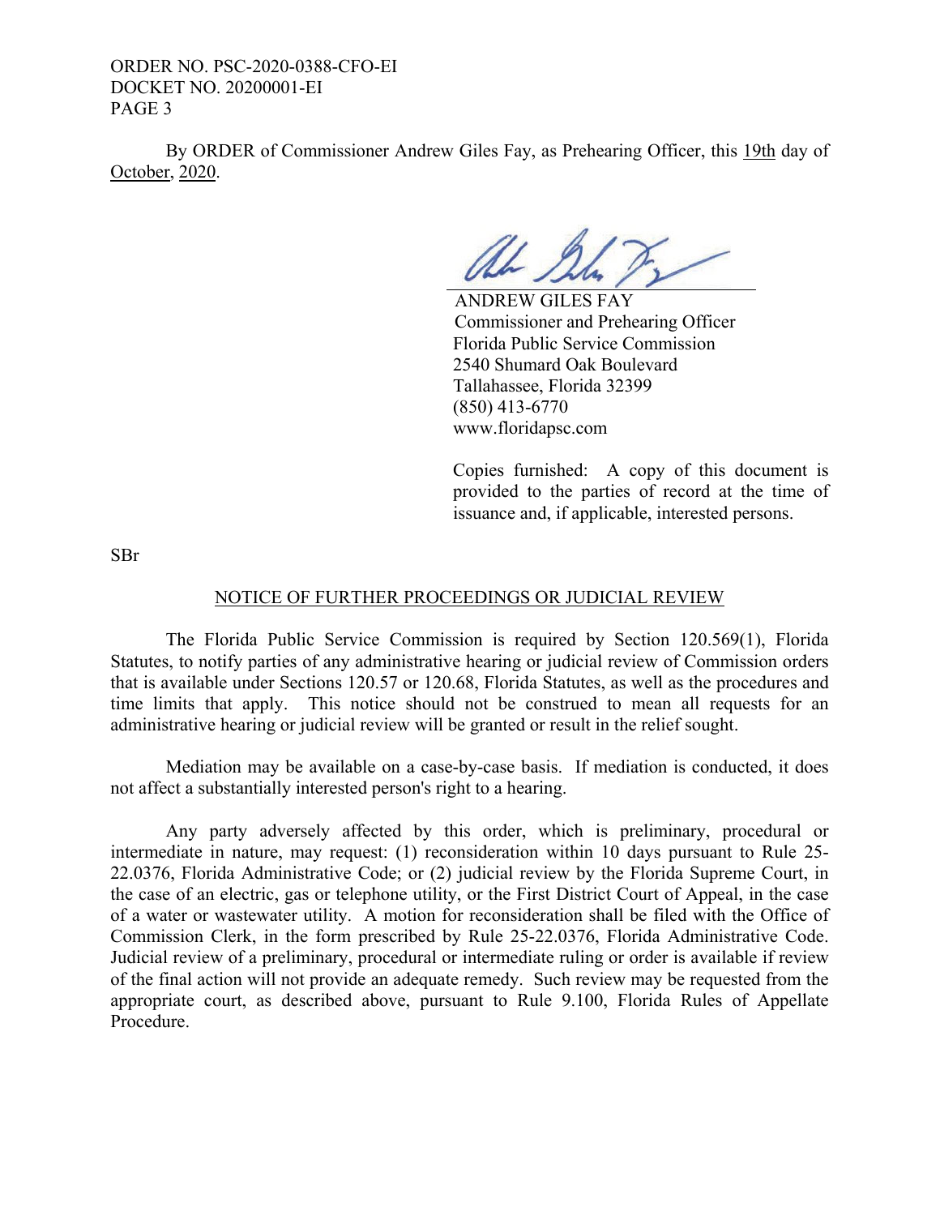By ORDER of Commissioner Andrew Giles Fay, as Prehearing Officer, this 19th day of October, 2020.

ANDREW GILES FAY
Commissioner and Prehearing Officer
Florida Public Service Commission
2540 Shumard Oak Boulevard
Tallahassee, Florida 32399
(850) 413-6770
www.floridapsc.com

Copies furnished: A copy of this document is provided to the parties of record at the time of issuance and, if applicable, interested persons.

SBr

## NOTICE OF FURTHER PROCEEDINGS OR JUDICIAL REVIEW

The Florida Public Service Commission is required by Section 120.569(1), Florida Statutes, to notify parties of any administrative hearing or judicial review of Commission orders that is available under Sections 120.57 or 120.68, Florida Statutes, as well as the procedures and time limits that apply. This notice should not be construed to mean all requests for an administrative hearing or judicial review will be granted or result in the relief sought.

Mediation may be available on a case-by-case basis. If mediation is conducted, it does not affect a substantially interested person's right to a hearing.

Any party adversely affected by this order, which is preliminary, procedural or intermediate in nature, may request: (1) reconsideration within 10 days pursuant to Rule 25-22.0376, Florida Administrative Code; or (2) judicial review by the Florida Supreme Court, in the case of an electric, gas or telephone utility, or the First District Court of Appeal, in the case of a water or wastewater utility. A motion for reconsideration shall be filed with the Office of Commission Clerk, in the form prescribed by Rule 25-22.0376, Florida Administrative Code. Judicial review of a preliminary, procedural or intermediate ruling or order is available if review of the final action will not provide an adequate remedy. Such review may be requested from the appropriate court, as described above, pursuant to Rule 9.100, Florida Rules of Appellate Procedure.